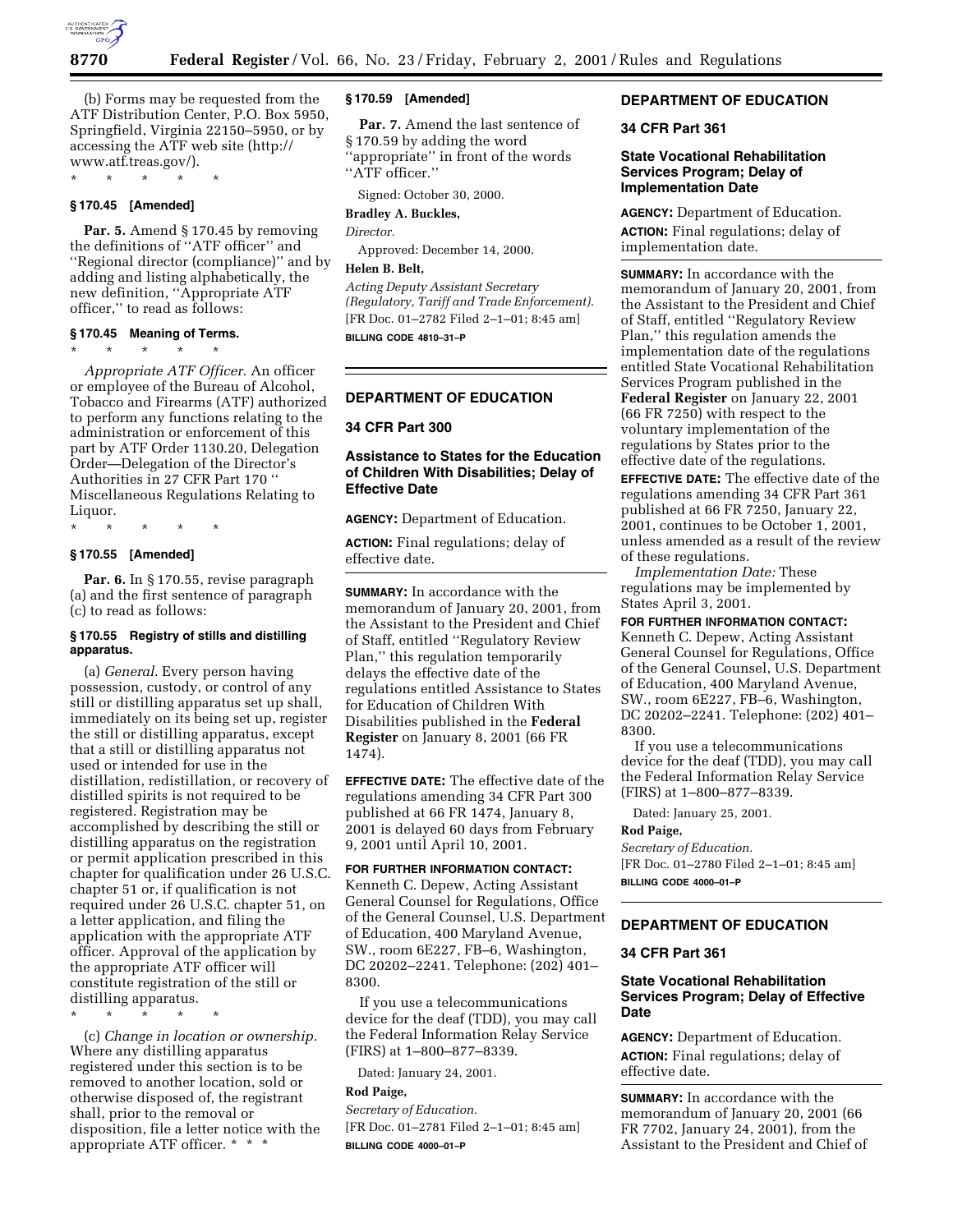(b) Forms may be requested from the ATF Distribution Center, P.O. Box 5950, Springfield, Virginia 22150–5950, or by accessing the ATF web site (http://www.atf.treas.gov/).

\* \* \* \* \*

**§ 170.45 [Amended]**

**Par. 5.** Amend § 170.45 by removing the definitions of ''ATF officer'' and ''Regional director (compliance)'' and by adding and listing alphabetically, the new definition, ''Appropriate ATF officer,'' to read as follows:

**§ 170.45 Meaning of Terms.**

\* \* \* \* \*

*Appropriate ATF Officer*. An officer or employee of the Bureau of Alcohol, Tobacco and Firearms (ATF) authorized to perform any functions relating to the administration or enforcement of this part by ATF Order 1130.20, Delegation Order—Delegation of the Director's Authorities in 27 CFR Part 170 '' Miscellaneous Regulations Relating to Liquor.

\* \* \* \* \*

**§ 170.55 [Amended]**

**Par. 6.** In § 170.55, revise paragraph (a) and the first sentence of paragraph (c) to read as follows:

**§ 170.55 Registry of stills and distilling apparatus.**

(a) *General*. Every person having possession, custody, or control of any still or distilling apparatus set up shall, immediately on its being set up, register the still or distilling apparatus, except that a still or distilling apparatus not used or intended for use in the distillation, redistillation, or recovery of distilled spirits is not required to be registered. Registration may be accomplished by describing the still or distilling apparatus on the registration or permit application prescribed in this chapter for qualification under 26 U.S.C. chapter 51 or, if qualification is not required under 26 U.S.C. chapter 51, on a letter application, and filing the application with the appropriate ATF officer. Approval of the application by the appropriate ATF officer will constitute registration of the still or distilling apparatus.

\* \* \* \* \*

(c) *Change in location or ownership.* Where any distilling apparatus registered under this section is to be removed to another location, sold or otherwise disposed of, the registrant shall, prior to the removal or disposition, file a letter notice with the appropriate ATF officer. \* \* \*

**§ 170.59 [Amended]**

**Par. 7.** Amend the last sentence of § 170.59 by adding the word ''appropriate'' in front of the words ''ATF officer.''

Signed: October 30, 2000.

**Bradley A. Buckles,**

*Director.*

Approved: December 14, 2000.

**Helen B. Belt,**

*Acting Deputy Assistant Secretary (Regulatory, Tariff and Trade Enforcement).*

[FR Doc. 01–2782 Filed 2–1–01; 8:45 am]

**BILLING CODE 4810–31–P**

---

## DEPARTMENT OF EDUCATION

## 34 CFR Part 300

## Assistance to States for the Education of Children With Disabilities; Delay of Effective Date

**AGENCY:** Department of Education.

**ACTION:** Final regulations; delay of effective date.

**SUMMARY:** In accordance with the memorandum of January 20, 2001, from the Assistant to the President and Chief of Staff, entitled ''Regulatory Review Plan,'' this regulation temporarily delays the effective date of the regulations entitled Assistance to States for Education of Children With Disabilities published in the **Federal Register** on January 8, 2001 (66 FR 1474).

**EFFECTIVE DATE:** The effective date of the regulations amending 34 CFR Part 300 published at 66 FR 1474, January 8, 2001 is delayed 60 days from February 9, 2001 until April 10, 2001.

**FOR FURTHER INFORMATION CONTACT:** Kenneth C. Depew, Acting Assistant General Counsel for Regulations, Office of the General Counsel, U.S. Department of Education, 400 Maryland Avenue, SW., room 6E227, FB–6, Washington, DC 20202–2241. Telephone: (202) 401–8300.

If you use a telecommunications device for the deaf (TDD), you may call the Federal Information Relay Service (FIRS) at 1–800–877–8339.

Dated: January 24, 2001.

**Rod Paige,**

*Secretary of Education.*

[FR Doc. 01–2781 Filed 2–1–01; 8:45 am]

**BILLING CODE 4000–01–P**

---

## DEPARTMENT OF EDUCATION

## 34 CFR Part 361

## State Vocational Rehabilitation Services Program; Delay of Implementation Date

**AGENCY:** Department of Education.

**ACTION:** Final regulations; delay of implementation date.

**SUMMARY:** In accordance with the memorandum of January 20, 2001, from the Assistant to the President and Chief of Staff, entitled ''Regulatory Review Plan,'' this regulation amends the implementation date of the regulations entitled State Vocational Rehabilitation Services Program published in the **Federal Register** on January 22, 2001 (66 FR 7250) with respect to the voluntary implementation of the regulations by States prior to the effective date of the regulations.

**EFFECTIVE DATE:** The effective date of the regulations amending 34 CFR Part 361 published at 66 FR 7250, January 22, 2001, continues to be October 1, 2001, unless amended as a result of the review of these regulations.

*Implementation Date:* These regulations may be implemented by States April 3, 2001.

**FOR FURTHER INFORMATION CONTACT:** Kenneth C. Depew, Acting Assistant General Counsel for Regulations, Office of the General Counsel, U.S. Department of Education, 400 Maryland Avenue, SW., room 6E227, FB–6, Washington, DC 20202–2241. Telephone: (202) 401–8300.

If you use a telecommunications device for the deaf (TDD), you may call the Federal Information Relay Service (FIRS) at 1–800–877–8339.

Dated: January 25, 2001.

**Rod Paige,**

*Secretary of Education.*

[FR Doc. 01–2780 Filed 2–1–01; 8:45 am]

**BILLING CODE 4000–01–P**

---

## DEPARTMENT OF EDUCATION

## 34 CFR Part 361

## State Vocational Rehabilitation Services Program; Delay of Effective Date

**AGENCY:** Department of Education.

**ACTION:** Final regulations; delay of effective date.

**SUMMARY:** In accordance with the memorandum of January 20, 2001 (66 FR 7702, January 24, 2001), from the Assistant to the President and Chief of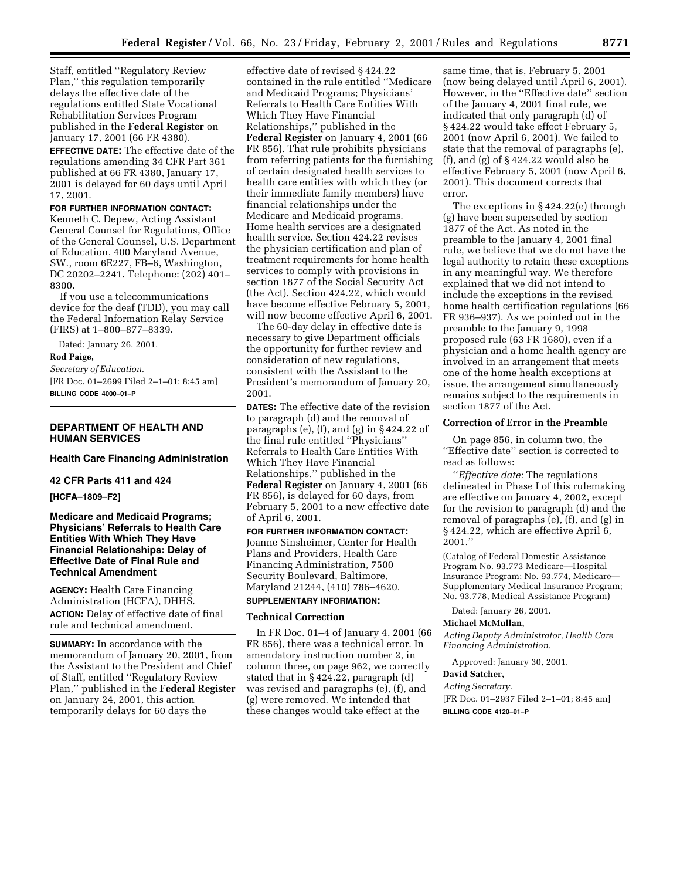Staff, entitled ''Regulatory Review Plan,'' this regulation temporarily delays the effective date of the regulations entitled State Vocational Rehabilitation Services Program published in the **Federal Register** on January 17, 2001 (66 FR 4380).

**EFFECTIVE DATE:** The effective date of the regulations amending 34 CFR Part 361 published at 66 FR 4380, January 17, 2001 is delayed for 60 days until April 17, 2001.

**FOR FURTHER INFORMATION CONTACT:** Kenneth C. Depew, Acting Assistant General Counsel for Regulations, Office of the General Counsel, U.S. Department of Education, 400 Maryland Avenue, SW., room 6E227, FB–6, Washington, DC 20202–2241. Telephone: (202) 401–8300.

If you use a telecommunications device for the deaf (TDD), you may call the Federal Information Relay Service (FIRS) at 1–800–877–8339.

Dated: January 26, 2001.

**Rod Paige,**

*Secretary of Education.*

[FR Doc. 01–2699 Filed 2–1–01; 8:45 am]

**BILLING CODE 4000–01–P**

---

## DEPARTMENT OF HEALTH AND HUMAN SERVICES

### Health Care Financing Administration

### 42 CFR Parts 411 and 424

**[HCFA–1809–F2]**

### Medicare and Medicaid Programs; Physicians' Referrals to Health Care Entities With Which They Have Financial Relationships: Delay of Effective Date of Final Rule and Technical Amendment

**AGENCY:** Health Care Financing Administration (HCFA), DHHS.

**ACTION:** Delay of effective date of final rule and technical amendment.

**SUMMARY:** In accordance with the memorandum of January 20, 2001, from the Assistant to the President and Chief of Staff, entitled ''Regulatory Review Plan,'' published in the **Federal Register** on January 24, 2001, this action temporarily delays for 60 days the effective date of revised § 424.22 contained in the rule entitled ''Medicare and Medicaid Programs; Physicians' Referrals to Health Care Entities With Which They Have Financial Relationships,'' published in the **Federal Register** on January 4, 2001 (66 FR 856). That rule prohibits physicians from referring patients for the furnishing of certain designated health services to health care entities with which they (or their immediate family members) have financial relationships under the Medicare and Medicaid programs. Home health services are a designated health service. Section 424.22 revises the physician certification and plan of treatment requirements for home health services to comply with provisions in section 1877 of the Social Security Act (the Act). Section 424.22, which would have become effective February 5, 2001, will now become effective April 6, 2001.

The 60-day delay in effective date is necessary to give Department officials the opportunity for further review and consideration of new regulations, consistent with the Assistant to the President's memorandum of January 20, 2001.

**DATES:** The effective date of the revision to paragraph (d) and the removal of paragraphs (e), (f), and (g) in § 424.22 of the final rule entitled ''Physicians'' Referrals to Health Care Entities With Which They Have Financial Relationships,'' published in the **Federal Register** on January 4, 2001 (66 FR 856), is delayed for 60 days, from February 5, 2001 to a new effective date of April 6, 2001.

**FOR FURTHER INFORMATION CONTACT:** Joanne Sinsheimer, Center for Health Plans and Providers, Health Care Financing Administration, 7500 Security Boulevard, Baltimore, Maryland 21244, (410) 786–4620.

**SUPPLEMENTARY INFORMATION:**

#### Technical Correction

In FR Doc. 01–4 of January 4, 2001 (66 FR 856), there was a technical error. In amendatory instruction number 2, in column three, on page 962, we correctly stated that in § 424.22, paragraph (d) was revised and paragraphs (e), (f), and (g) were removed. We intended that these changes would take effect at the same time, that is, February 5, 2001 (now being delayed until April 6, 2001). However, in the ''Effective date'' section of the January 4, 2001 final rule, we indicated that only paragraph (d) of § 424.22 would take effect February 5, 2001 (now April 6, 2001). We failed to state that the removal of paragraphs (e), (f), and (g) of § 424.22 would also be effective February 5, 2001 (now April 6, 2001). This document corrects that error.

The exceptions in § 424.22(e) through (g) have been superseded by section 1877 of the Act. As noted in the preamble to the January 4, 2001 final rule, we believe that we do not have the legal authority to retain these exceptions in any meaningful way. We therefore explained that we did not intend to include the exceptions in the revised home health certification regulations (66 FR 936–937). As we pointed out in the preamble to the January 9, 1998 proposed rule (63 FR 1680), even if a physician and a home health agency are involved in an arrangement that meets one of the home health exceptions at issue, the arrangement simultaneously remains subject to the requirements in section 1877 of the Act.

#### Correction of Error in the Preamble

On page 856, in column two, the ''Effective date'' section is corrected to read as follows:

''*Effective date:* The regulations delineated in Phase I of this rulemaking are effective on January 4, 2002, except for the revision to paragraph (d) and the removal of paragraphs (e), (f), and (g) in § 424.22, which are effective April 6, 2001.''

(Catalog of Federal Domestic Assistance Program No. 93.773 Medicare—Hospital Insurance Program; No. 93.774, Medicare—Supplementary Medical Insurance Program; No. 93.778, Medical Assistance Program)

Dated: January 26, 2001.

**Michael McMullan,**

*Acting Deputy Administrator, Health Care Financing Administration.*

Approved: January 30, 2001.

**David Satcher,**

*Acting Secretary.*

[FR Doc. 01–2937 Filed 2–1–01; 8:45 am]

**BILLING CODE 4120–01–P**